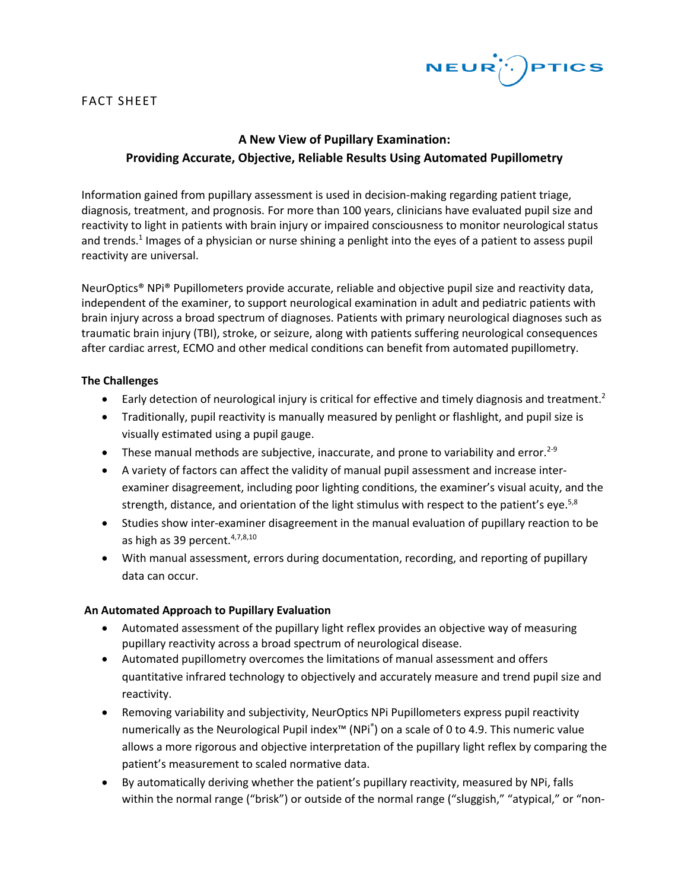FACT SHEET

# A New View of Pupillary Examination: Providing Accurate, Objective, Reliable Results Using Automated Pupillometry

Information gained from pupillary assessment is used in decision-making regarding patient triage, diagnosis, treatment, and prognosis. For more than 100 years, clinicians have evaluated pupil size and reactivity to light in patients with brain injury or impaired consciousness to monitor neurological status and trends.[1] Images of a physician or nurse shining a penlight into the eyes of a patient to assess pupil reactivity are universal.

NeurOptics® NPi® Pupillometers provide accurate, reliable and objective pupil size and reactivity data, independent of the examiner, to support neurological examination in adult and pediatric patients with brain injury across a broad spectrum of diagnoses. Patients with primary neurological diagnoses such as traumatic brain injury (TBI), stroke, or seizure, along with patients suffering neurological consequences after cardiac arrest, ECMO and other medical conditions can benefit from automated pupillometry.

**The Challenges**

- Early detection of neurological injury is critical for effective and timely diagnosis and treatment.[2]
- Traditionally, pupil reactivity is manually measured by penlight or flashlight, and pupil size is visually estimated using a pupil gauge.
- These manual methods are subjective, inaccurate, and prone to variability and error.[2-9]
- A variety of factors can affect the validity of manual pupil assessment and increase inter-examiner disagreement, including poor lighting conditions, the examiner's visual acuity, and the strength, distance, and orientation of the light stimulus with respect to the patient's eye.[5,8]
- Studies show inter-examiner disagreement in the manual evaluation of pupillary reaction to be as high as 39 percent.[4,7,8,10]
- With manual assessment, errors during documentation, recording, and reporting of pupillary data can occur.

**An Automated Approach to Pupillary Evaluation**

- Automated assessment of the pupillary light reflex provides an objective way of measuring pupillary reactivity across a broad spectrum of neurological disease.
- Automated pupillometry overcomes the limitations of manual assessment and offers quantitative infrared technology to objectively and accurately measure and trend pupil size and reactivity.
- Removing variability and subjectivity, NeurOptics NPi Pupillometers express pupil reactivity numerically as the Neurological Pupil index™ (NPi®) on a scale of 0 to 4.9. This numeric value allows a more rigorous and objective interpretation of the pupillary light reflex by comparing the patient's measurement to scaled normative data.
- By automatically deriving whether the patient's pupillary reactivity, measured by NPi, falls within the normal range ("brisk") or outside of the normal range ("sluggish," "atypical," or "non-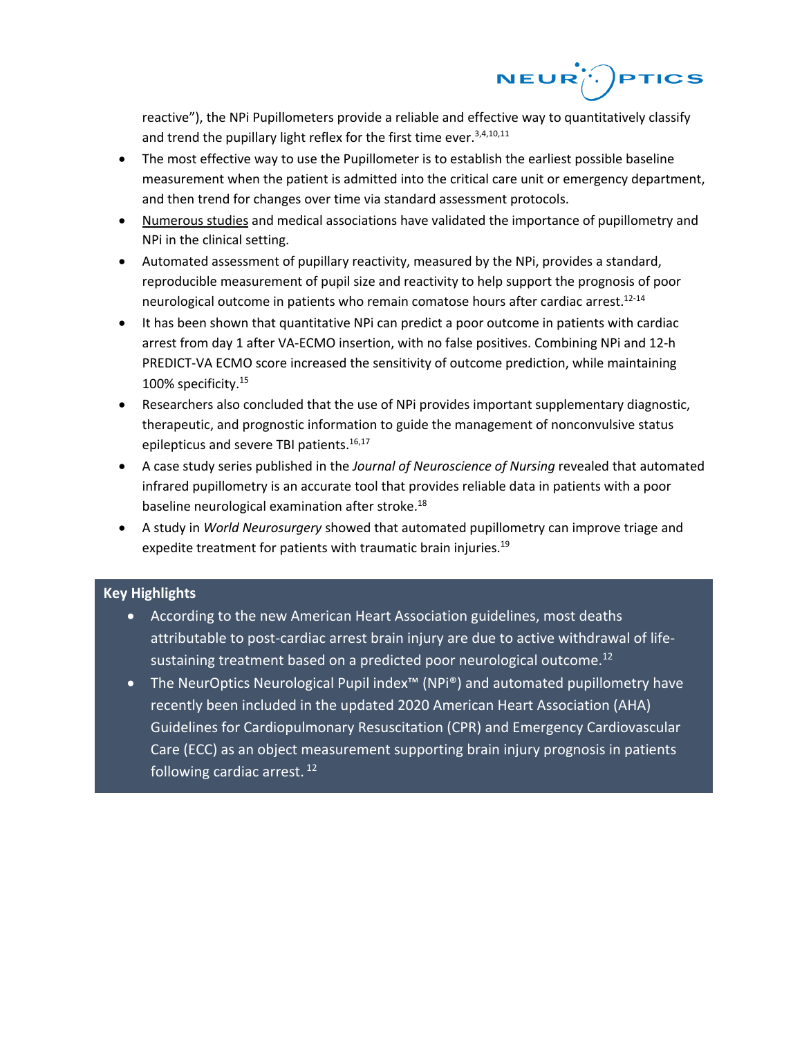reactive"), the NPi Pupillometers provide a reliable and effective way to quantitatively classify and trend the pupillary light reflex for the first time ever.[3,4,10,11]

- The most effective way to use the Pupillometer is to establish the earliest possible baseline measurement when the patient is admitted into the critical care unit or emergency department, and then trend for changes over time via standard assessment protocols.
- Numerous studies and medical associations have validated the importance of pupillometry and NPi in the clinical setting.
- Automated assessment of pupillary reactivity, measured by the NPi, provides a standard, reproducible measurement of pupil size and reactivity to help support the prognosis of poor neurological outcome in patients who remain comatose hours after cardiac arrest.[12-14]
- It has been shown that quantitative NPi can predict a poor outcome in patients with cardiac arrest from day 1 after VA-ECMO insertion, with no false positives. Combining NPi and 12-h PREDICT-VA ECMO score increased the sensitivity of outcome prediction, while maintaining 100% specificity.[15]
- Researchers also concluded that the use of NPi provides important supplementary diagnostic, therapeutic, and prognostic information to guide the management of nonconvulsive status epilepticus and severe TBI patients.[16,17]
- A case study series published in the *Journal of Neuroscience of Nursing* revealed that automated infrared pupillometry is an accurate tool that provides reliable data in patients with a poor baseline neurological examination after stroke.[18]
- A study in *World Neurosurgery* showed that automated pupillometry can improve triage and expedite treatment for patients with traumatic brain injuries.[19]

**Key Highlights**

- According to the new American Heart Association guidelines, most deaths attributable to post-cardiac arrest brain injury are due to active withdrawal of life-sustaining treatment based on a predicted poor neurological outcome.[12]
- The NeurOptics Neurological Pupil index™ (NPi®) and automated pupillometry have recently been included in the updated 2020 American Heart Association (AHA) Guidelines for Cardiopulmonary Resuscitation (CPR) and Emergency Cardiovascular Care (ECC) as an object measurement supporting brain injury prognosis in patients following cardiac arrest.[12]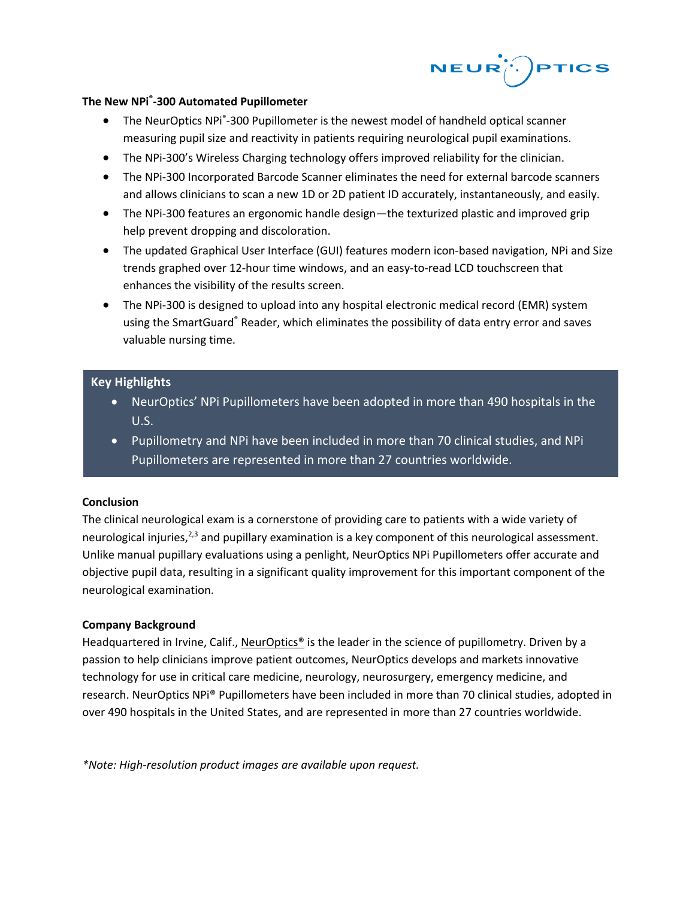### The New NPi®-300 Automated Pupillometer

- The NeurOptics NPi®-300 Pupillometer is the newest model of handheld optical scanner measuring pupil size and reactivity in patients requiring neurological pupil examinations.
- The NPi-300's Wireless Charging technology offers improved reliability for the clinician.
- The NPi-300 Incorporated Barcode Scanner eliminates the need for external barcode scanners and allows clinicians to scan a new 1D or 2D patient ID accurately, instantaneously, and easily.
- The NPi-300 features an ergonomic handle design—the texturized plastic and improved grip help prevent dropping and discoloration.
- The updated Graphical User Interface (GUI) features modern icon-based navigation, NPi and Size trends graphed over 12-hour time windows, and an easy-to-read LCD touchscreen that enhances the visibility of the results screen.
- The NPi-300 is designed to upload into any hospital electronic medical record (EMR) system using the SmartGuard® Reader, which eliminates the possibility of data entry error and saves valuable nursing time.

### Key Highlights

- NeurOptics' NPi Pupillometers have been adopted in more than 490 hospitals in the U.S.
- Pupillometry and NPi have been included in more than 70 clinical studies, and NPi Pupillometers are represented in more than 27 countries worldwide.

### Conclusion

The clinical neurological exam is a cornerstone of providing care to patients with a wide variety of neurological injuries,[2,3] and pupillary examination is a key component of this neurological assessment. Unlike manual pupillary evaluations using a penlight, NeurOptics NPi Pupillometers offer accurate and objective pupil data, resulting in a significant quality improvement for this important component of the neurological examination.

### Company Background

Headquartered in Irvine, Calif., NeurOptics® is the leader in the science of pupillometry. Driven by a passion to help clinicians improve patient outcomes, NeurOptics develops and markets innovative technology for use in critical care medicine, neurology, neurosurgery, emergency medicine, and research. NeurOptics NPi® Pupillometers have been included in more than 70 clinical studies, adopted in over 490 hospitals in the United States, and are represented in more than 27 countries worldwide.

*\*Note: High-resolution product images are available upon request.*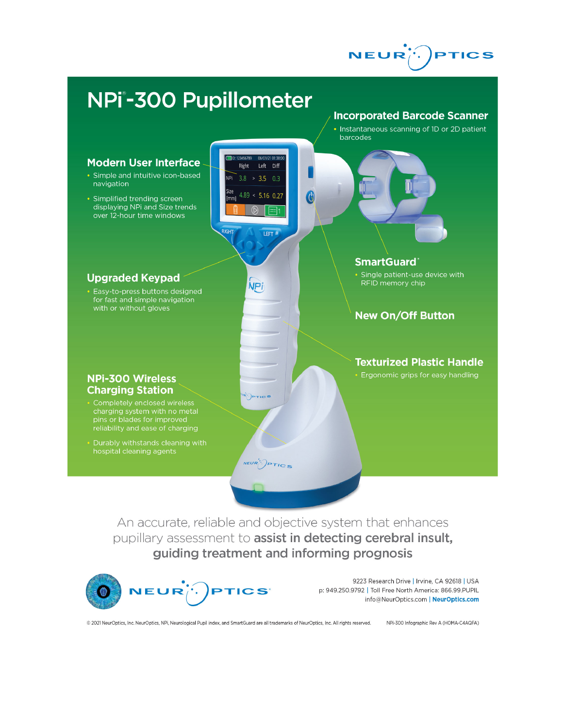# NPi®-300 Pupillometer

## Modern User Interface

- Simple and intuitive icon-based navigation
- Simplified trending screen displaying NPi and Size trends over 12-hour time windows

## Incorporated Barcode Scanner

- Instantaneous scanning of 1D or 2D patient barcodes

## Upgraded Keypad

- Easy-to-press buttons designed for fast and simple navigation with or without gloves

## SmartGuard®

- Single patient-use device with RFID memory chip

## New On/Off Button

## Texturized Plastic Handle

- Ergonomic grips for easy handling

## NPi-300 Wireless Charging Station

- Completely enclosed wireless charging system with no metal pins or blades for improved reliability and ease of charging
- Durably withstands cleaning with hospital cleaning agents

An accurate, reliable and objective system that enhances pupillary assessment to **assist in detecting cerebral insult, guiding treatment and informing prognosis**

NEUROPTICS

9223 Research Drive | Irvine, CA 92618 | USA
p: 949.250.9792 | Toll Free North America: 866.99.PUPIL
info@NeurOptics.com | **NeurOptics.com**

© 2021 NeurOptics, Inc. NeurOptics, NPi, Neurological Pupil index, and SmartGuard are all trademarks of NeurOptics, Inc. All rights reserved.

NPi-300 Infographic Rev A (HOMA-C4AQFA)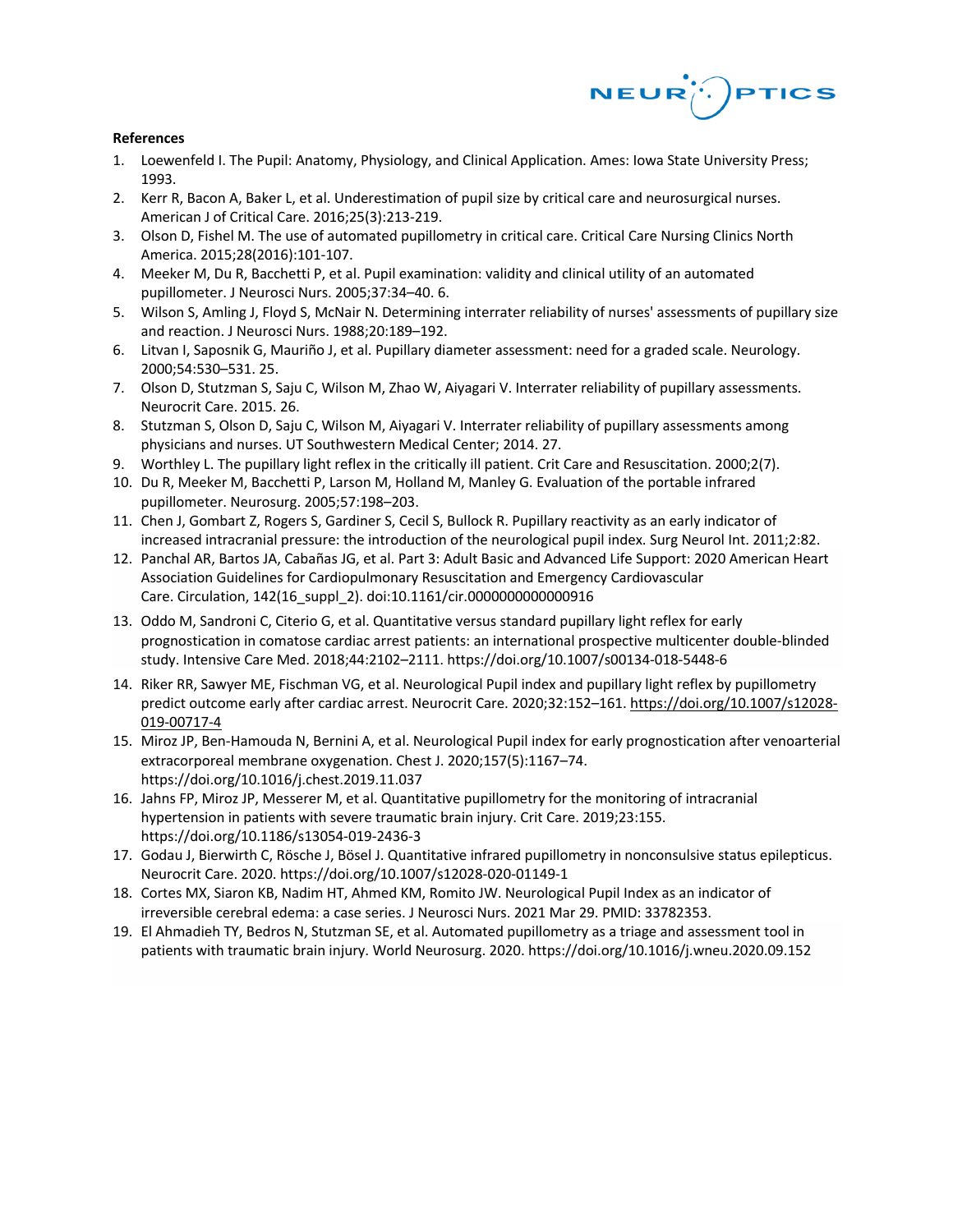**References**

1. Loewenfeld I. The Pupil: Anatomy, Physiology, and Clinical Application. Ames: Iowa State University Press; 1993.
2. Kerr R, Bacon A, Baker L, et al. Underestimation of pupil size by critical care and neurosurgical nurses. American J of Critical Care. 2016;25(3):213-219.
3. Olson D, Fishel M. The use of automated pupillometry in critical care. Critical Care Nursing Clinics North America. 2015;28(2016):101-107.
4. Meeker M, Du R, Bacchetti P, et al. Pupil examination: validity and clinical utility of an automated pupillometer. J Neurosci Nurs. 2005;37:34–40. 6.
5. Wilson S, Amling J, Floyd S, McNair N. Determining interrater reliability of nurses' assessments of pupillary size and reaction. J Neurosci Nurs. 1988;20:189–192.
6. Litvan I, Saposnik G, Mauriño J, et al. Pupillary diameter assessment: need for a graded scale. Neurology. 2000;54:530–531. 25.
7. Olson D, Stutzman S, Saju C, Wilson M, Zhao W, Aiyagari V. Interrater reliability of pupillary assessments. Neurocrit Care. 2015. 26.
8. Stutzman S, Olson D, Saju C, Wilson M, Aiyagari V. Interrater reliability of pupillary assessments among physicians and nurses. UT Southwestern Medical Center; 2014. 27.
9. Worthley L. The pupillary light reflex in the critically ill patient. Crit Care and Resuscitation. 2000;2(7).
10. Du R, Meeker M, Bacchetti P, Larson M, Holland M, Manley G. Evaluation of the portable infrared pupillometer. Neurosurg. 2005;57:198–203.
11. Chen J, Gombart Z, Rogers S, Gardiner S, Cecil S, Bullock R. Pupillary reactivity as an early indicator of increased intracranial pressure: the introduction of the neurological pupil index. Surg Neurol Int. 2011;2:82.
12. Panchal AR, Bartos JA, Cabañas JG, et al. Part 3: Adult Basic and Advanced Life Support: 2020 American Heart Association Guidelines for Cardiopulmonary Resuscitation and Emergency Cardiovascular Care. Circulation, 142(16_suppl_2). doi:10.1161/cir.0000000000000916
13. Oddo M, Sandroni C, Citerio G, et al. Quantitative versus standard pupillary light reflex for early prognostication in comatose cardiac arrest patients: an international prospective multicenter double-blinded study. Intensive Care Med. 2018;44:2102–2111. https://doi.org/10.1007/s00134-018-5448-6
14. Riker RR, Sawyer ME, Fischman VG, et al. Neurological Pupil index and pupillary light reflex by pupillometry predict outcome early after cardiac arrest. Neurocrit Care. 2020;32:152–161. https://doi.org/10.1007/s12028-019-00717-4
15. Miroz JP, Ben-Hamouda N, Bernini A, et al. Neurological Pupil index for early prognostication after venoarterial extracorporeal membrane oxygenation. Chest J. 2020;157(5):1167–74. https://doi.org/10.1016/j.chest.2019.11.037
16. Jahns FP, Miroz JP, Messerer M, et al. Quantitative pupillometry for the monitoring of intracranial hypertension in patients with severe traumatic brain injury. Crit Care. 2019;23:155. https://doi.org/10.1186/s13054-019-2436-3
17. Godau J, Bierwirth C, Rösche J, Bösel J. Quantitative infrared pupillometry in nonconsulsive status epilepticus. Neurocrit Care. 2020. https://doi.org/10.1007/s12028-020-01149-1
18. Cortes MX, Siaron KB, Nadim HT, Ahmed KM, Romito JW. Neurological Pupil Index as an indicator of irreversible cerebral edema: a case series. J Neurosci Nurs. 2021 Mar 29. PMID: 33782353.
19. El Ahmadieh TY, Bedros N, Stutzman SE, et al. Automated pupillometry as a triage and assessment tool in patients with traumatic brain injury. World Neurosurg. 2020. https://doi.org/10.1016/j.wneu.2020.09.152